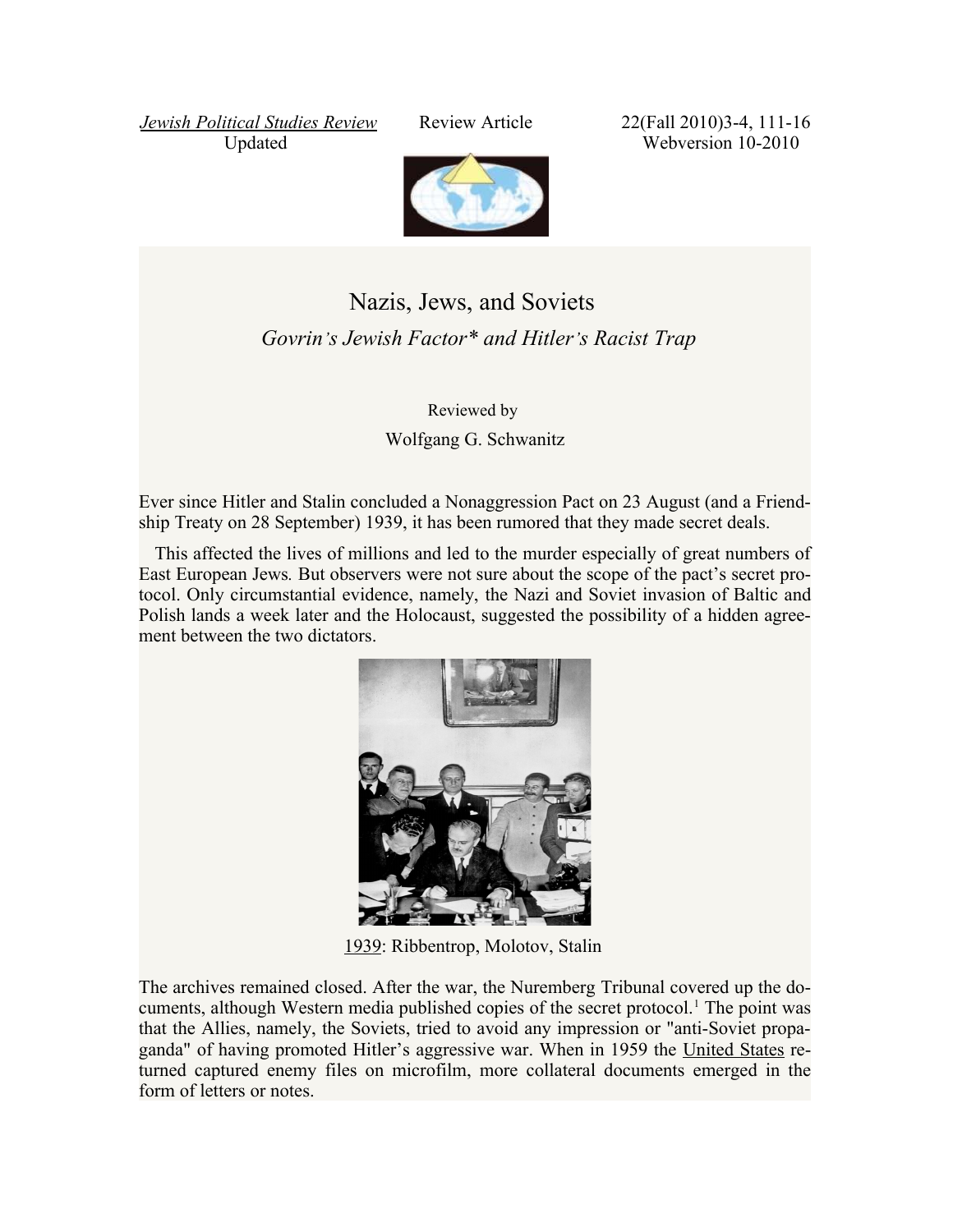*Jewish Political Studies Review* Review Article 22(Fall 2010)3-4, 111-16
Updated Webversion 10-2010

# Nazis, Jews, and Soviets

*Govrin's Jewish Factor\* and Hitler's Racist Trap*

Reviewed by

Wolfgang G. Schwanitz

Ever since Hitler and Stalin concluded a Nonaggression Pact on 23 August (and a Friendship Treaty on 28 September) 1939, it has been rumored that they made secret deals.

This affected the lives of millions and led to the murder especially of great numbers of East European Jews. But observers were not sure about the scope of the pact's secret protocol. Only circumstantial evidence, namely, the Nazi and Soviet invasion of Baltic and Polish lands a week later and the Holocaust, suggested the possibility of a hidden agreement between the two dictators.

1939: Ribbentrop, Molotov, Stalin

The archives remained closed. After the war, the Nuremberg Tribunal covered up the documents, although Western media published copies of the secret protocol.[1] The point was that the Allies, namely, the Soviets, tried to avoid any impression or "anti-Soviet propaganda" of having promoted Hitler's aggressive war. When in 1959 the United States returned captured enemy files on microfilm, more collateral documents emerged in the form of letters or notes.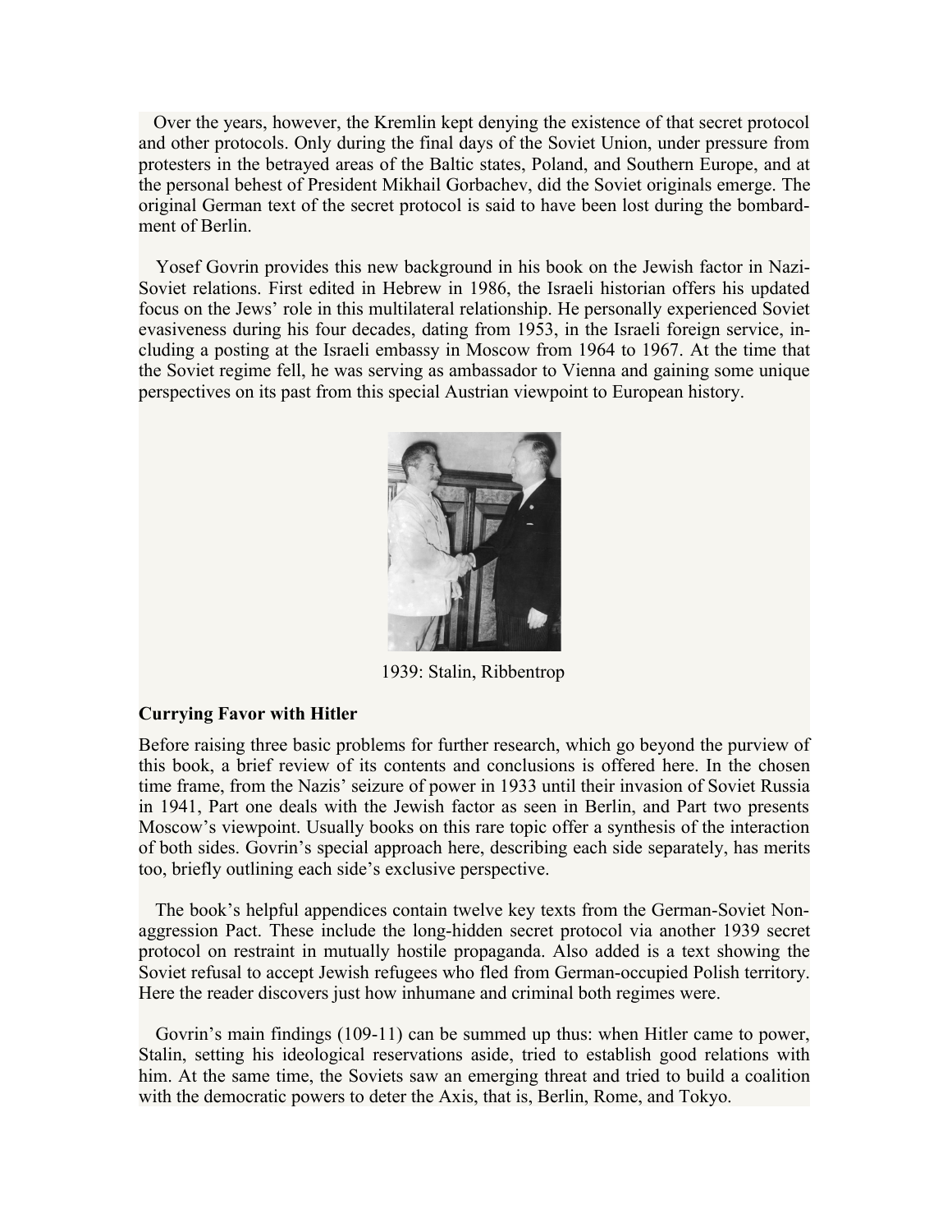Over the years, however, the Kremlin kept denying the existence of that secret protocol and other protocols. Only during the final days of the Soviet Union, under pressure from protesters in the betrayed areas of the Baltic states, Poland, and Southern Europe, and at the personal behest of President Mikhail Gorbachev, did the Soviet originals emerge. The original German text of the secret protocol is said to have been lost during the bombardment of Berlin.

Yosef Govrin provides this new background in his book on the Jewish factor in Nazi-Soviet relations. First edited in Hebrew in 1986, the Israeli historian offers his updated focus on the Jews' role in this multilateral relationship. He personally experienced Soviet evasiveness during his four decades, dating from 1953, in the Israeli foreign service, including a posting at the Israeli embassy in Moscow from 1964 to 1967. At the time that the Soviet regime fell, he was serving as ambassador to Vienna and gaining some unique perspectives on its past from this special Austrian viewpoint to European history.

1939: Stalin, Ribbentrop

**Currying Favor with Hitler**

Before raising three basic problems for further research, which go beyond the purview of this book, a brief review of its contents and conclusions is offered here. In the chosen time frame, from the Nazis' seizure of power in 1933 until their invasion of Soviet Russia in 1941, Part one deals with the Jewish factor as seen in Berlin, and Part two presents Moscow's viewpoint. Usually books on this rare topic offer a synthesis of the interaction of both sides. Govrin's special approach here, describing each side separately, has merits too, briefly outlining each side's exclusive perspective.

The book's helpful appendices contain twelve key texts from the German-Soviet Non-aggression Pact. These include the long-hidden secret protocol via another 1939 secret protocol on restraint in mutually hostile propaganda. Also added is a text showing the Soviet refusal to accept Jewish refugees who fled from German-occupied Polish territory. Here the reader discovers just how inhumane and criminal both regimes were.

Govrin's main findings (109-11) can be summed up thus: when Hitler came to power, Stalin, setting his ideological reservations aside, tried to establish good relations with him. At the same time, the Soviets saw an emerging threat and tried to build a coalition with the democratic powers to deter the Axis, that is, Berlin, Rome, and Tokyo.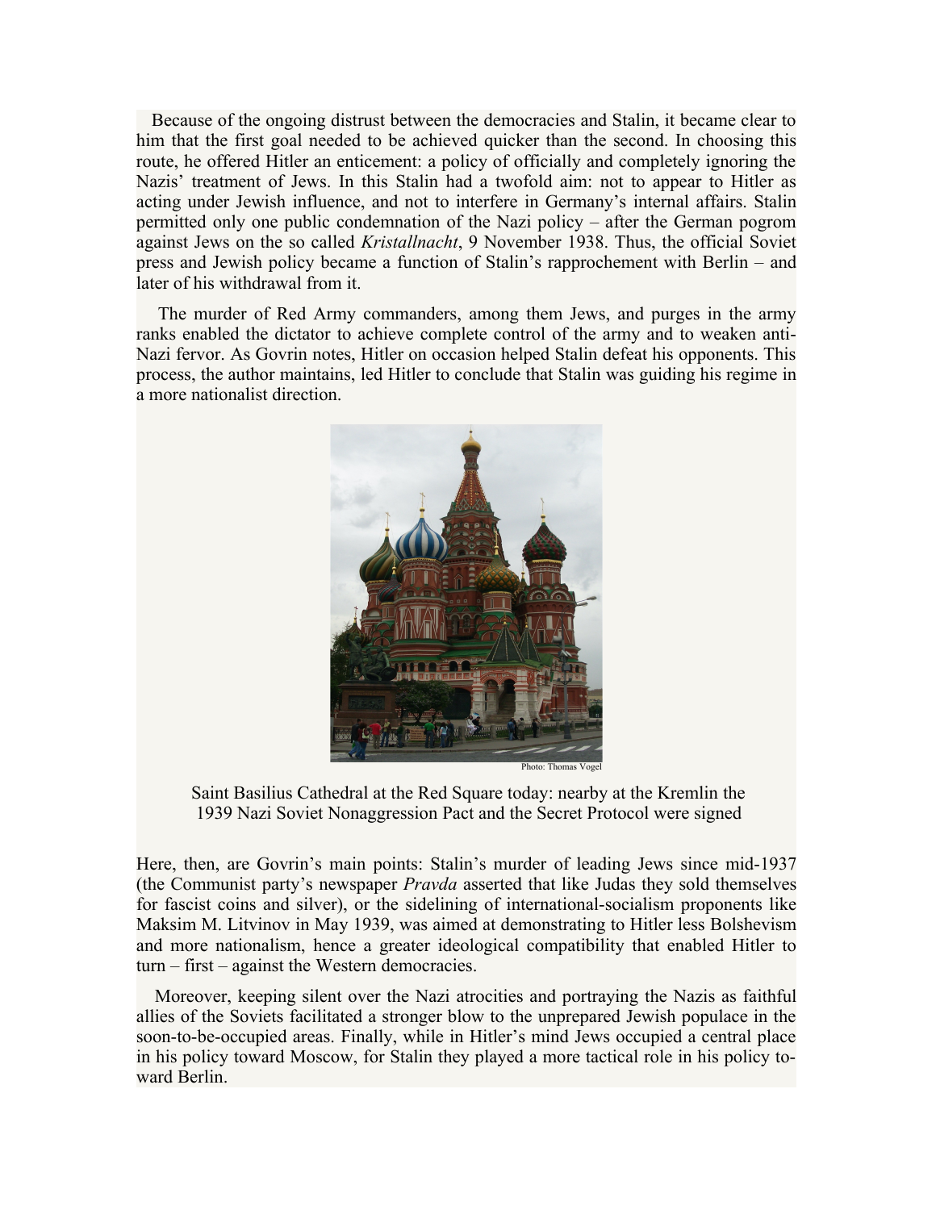Because of the ongoing distrust between the democracies and Stalin, it became clear to him that the first goal needed to be achieved quicker than the second. In choosing this route, he offered Hitler an enticement: a policy of officially and completely ignoring the Nazis' treatment of Jews. In this Stalin had a twofold aim: not to appear to Hitler as acting under Jewish influence, and not to interfere in Germany's internal affairs. Stalin permitted only one public condemnation of the Nazi policy – after the German pogrom against Jews on the so called *Kristallnacht*, 9 November 1938. Thus, the official Soviet press and Jewish policy became a function of Stalin's rapprochement with Berlin – and later of his withdrawal from it.

The murder of Red Army commanders, among them Jews, and purges in the army ranks enabled the dictator to achieve complete control of the army and to weaken anti-Nazi fervor. As Govrin notes, Hitler on occasion helped Stalin defeat his opponents. This process, the author maintains, led Hitler to conclude that Stalin was guiding his regime in a more nationalist direction.

Photo: Thomas Vogel

Saint Basilius Cathedral at the Red Square today: nearby at the Kremlin the 1939 Nazi Soviet Nonaggression Pact and the Secret Protocol were signed

Here, then, are Govrin's main points: Stalin's murder of leading Jews since mid-1937 (the Communist party's newspaper *Pravda* asserted that like Judas they sold themselves for fascist coins and silver), or the sidelining of international-socialism proponents like Maksim M. Litvinov in May 1939, was aimed at demonstrating to Hitler less Bolshevism and more nationalism, hence a greater ideological compatibility that enabled Hitler to turn – first – against the Western democracies.

Moreover, keeping silent over the Nazi atrocities and portraying the Nazis as faithful allies of the Soviets facilitated a stronger blow to the unprepared Jewish populace in the soon-to-be-occupied areas. Finally, while in Hitler's mind Jews occupied a central place in his policy toward Moscow, for Stalin they played a more tactical role in his policy toward Berlin.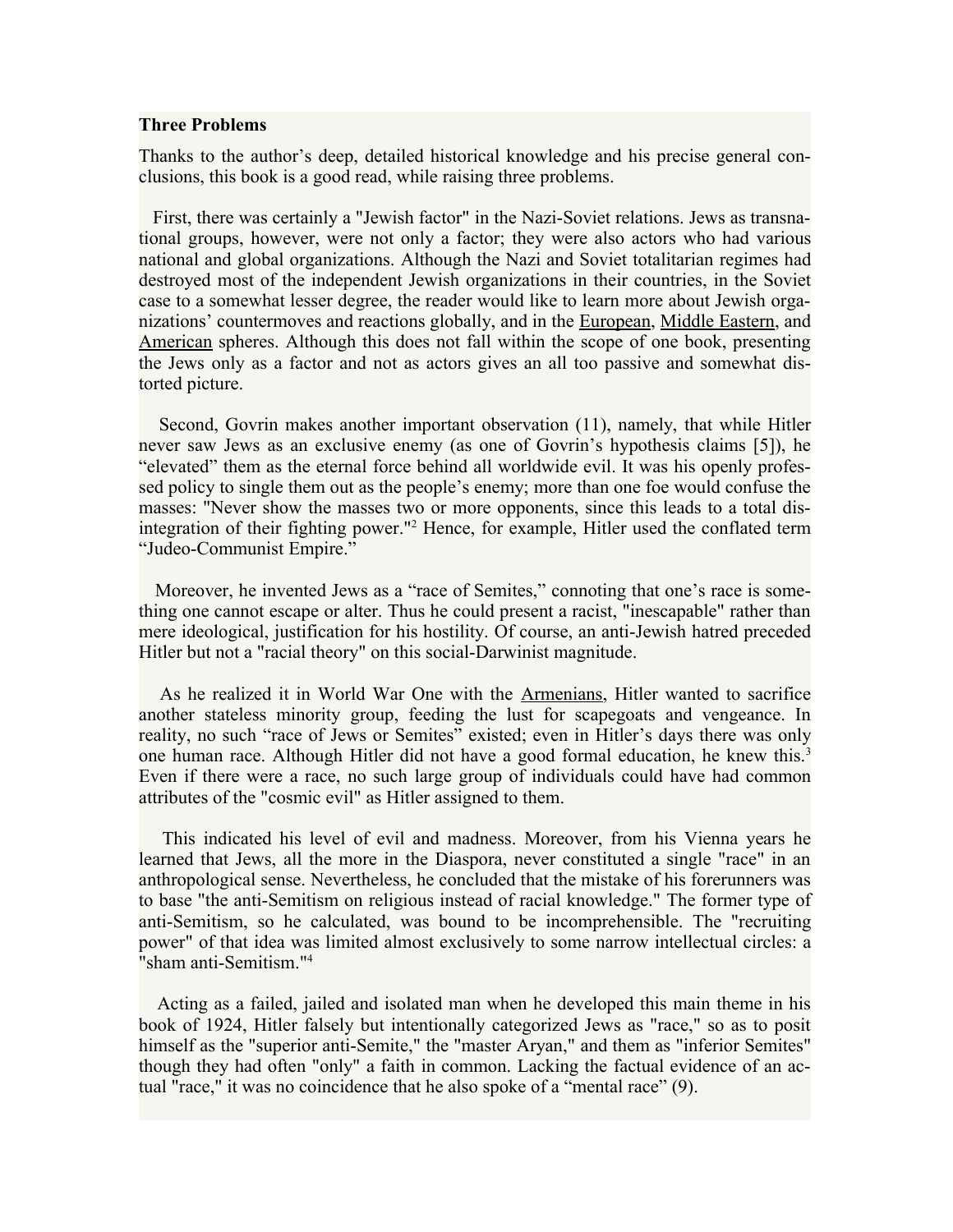**Three Problems**

Thanks to the author's deep, detailed historical knowledge and his precise general conclusions, this book is a good read, while raising three problems.

First, there was certainly a "Jewish factor" in the Nazi-Soviet relations. Jews as transnational groups, however, were not only a factor; they were also actors who had various national and global organizations. Although the Nazi and Soviet totalitarian regimes had destroyed most of the independent Jewish organizations in their countries, in the Soviet case to a somewhat lesser degree, the reader would like to learn more about Jewish organizations' countermoves and reactions globally, and in the European, Middle Eastern, and American spheres. Although this does not fall within the scope of one book, presenting the Jews only as a factor and not as actors gives an all too passive and somewhat distorted picture.

Second, Govrin makes another important observation (11), namely, that while Hitler never saw Jews as an exclusive enemy (as one of Govrin's hypothesis claims [5]), he "elevated" them as the eternal force behind all worldwide evil. It was his openly professed policy to single them out as the people's enemy; more than one foe would confuse the masses: "Never show the masses two or more opponents, since this leads to a total disintegration of their fighting power."[2] Hence, for example, Hitler used the conflated term "Judeo-Communist Empire."

Moreover, he invented Jews as a "race of Semites," connoting that one's race is something one cannot escape or alter. Thus he could present a racist, "inescapable" rather than mere ideological, justification for his hostility. Of course, an anti-Jewish hatred preceded Hitler but not a "racial theory" on this social-Darwinist magnitude.

As he realized it in World War One with the Armenians, Hitler wanted to sacrifice another stateless minority group, feeding the lust for scapegoats and vengeance. In reality, no such "race of Jews or Semites" existed; even in Hitler's days there was only one human race. Although Hitler did not have a good formal education, he knew this.[3] Even if there were a race, no such large group of individuals could have had common attributes of the "cosmic evil" as Hitler assigned to them.

This indicated his level of evil and madness. Moreover, from his Vienna years he learned that Jews, all the more in the Diaspora, never constituted a single "race" in an anthropological sense. Nevertheless, he concluded that the mistake of his forerunners was to base "the anti-Semitism on religious instead of racial knowledge." The former type of anti-Semitism, so he calculated, was bound to be incomprehensible. The "recruiting power" of that idea was limited almost exclusively to some narrow intellectual circles: a "sham anti-Semitism."[4]

Acting as a failed, jailed and isolated man when he developed this main theme in his book of 1924, Hitler falsely but intentionally categorized Jews as "race," so as to posit himself as the "superior anti-Semite," the "master Aryan," and them as "inferior Semites" though they had often "only" a faith in common. Lacking the factual evidence of an actual "race," it was no coincidence that he also spoke of a "mental race" (9).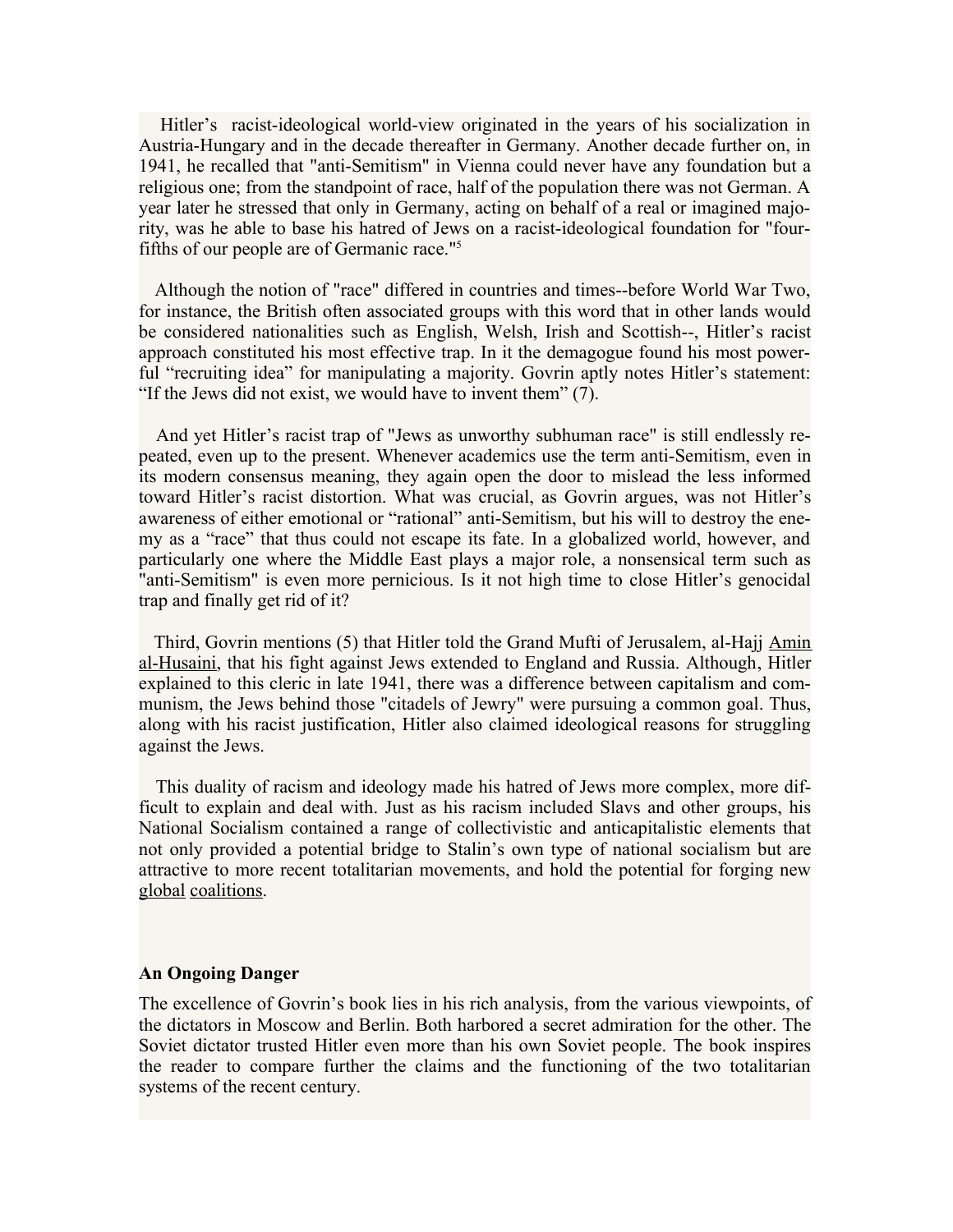Hitler's racist-ideological world-view originated in the years of his socialization in Austria-Hungary and in the decade thereafter in Germany. Another decade further on, in 1941, he recalled that "anti-Semitism" in Vienna could never have any foundation but a religious one; from the standpoint of race, half of the population there was not German. A year later he stressed that only in Germany, acting on behalf of a real or imagined majority, was he able to base his hatred of Jews on a racist-ideological foundation for "four-fifths of our people are of Germanic race."[5]

Although the notion of "race" differed in countries and times--before World War Two, for instance, the British often associated groups with this word that in other lands would be considered nationalities such as English, Welsh, Irish and Scottish--, Hitler's racist approach constituted his most effective trap. In it the demagogue found his most powerful "recruiting idea" for manipulating a majority. Govrin aptly notes Hitler's statement: "If the Jews did not exist, we would have to invent them" (7).

And yet Hitler's racist trap of "Jews as unworthy subhuman race" is still endlessly repeated, even up to the present. Whenever academics use the term anti-Semitism, even in its modern consensus meaning, they again open the door to mislead the less informed toward Hitler's racist distortion. What was crucial, as Govrin argues, was not Hitler's awareness of either emotional or "rational" anti-Semitism, but his will to destroy the enemy as a "race" that thus could not escape its fate. In a globalized world, however, and particularly one where the Middle East plays a major role, a nonsensical term such as "anti-Semitism" is even more pernicious. Is it not high time to close Hitler's genocidal trap and finally get rid of it?

Third, Govrin mentions (5) that Hitler told the Grand Mufti of Jerusalem, al-Hajj Amin al-Husaini, that his fight against Jews extended to England and Russia. Although, Hitler explained to this cleric in late 1941, there was a difference between capitalism and communism, the Jews behind those "citadels of Jewry" were pursuing a common goal. Thus, along with his racist justification, Hitler also claimed ideological reasons for struggling against the Jews.

This duality of racism and ideology made his hatred of Jews more complex, more difficult to explain and deal with. Just as his racism included Slavs and other groups, his National Socialism contained a range of collectivistic and anticapitalistic elements that not only provided a potential bridge to Stalin's own type of national socialism but are attractive to more recent totalitarian movements, and hold the potential for forging new global coalitions.

**An Ongoing Danger**

The excellence of Govrin's book lies in his rich analysis, from the various viewpoints, of the dictators in Moscow and Berlin. Both harbored a secret admiration for the other. The Soviet dictator trusted Hitler even more than his own Soviet people. The book inspires the reader to compare further the claims and the functioning of the two totalitarian systems of the recent century.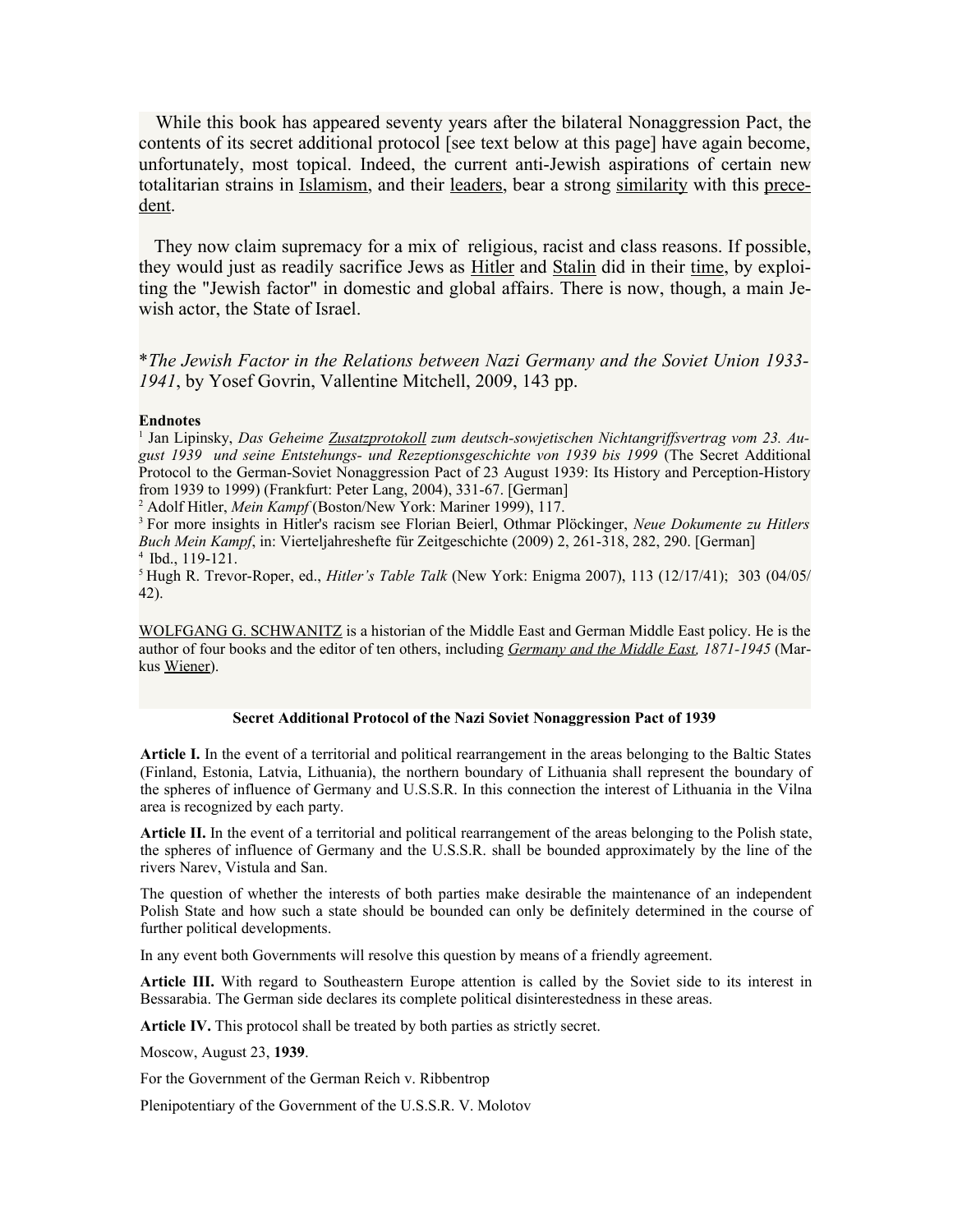While this book has appeared seventy years after the bilateral Nonaggression Pact, the contents of its secret additional protocol [see text below at this page] have again become, unfortunately, most topical. Indeed, the current anti-Jewish aspirations of certain new totalitarian strains in Islamism, and their leaders, bear a strong similarity with this precedent.

They now claim supremacy for a mix of religious, racist and class reasons. If possible, they would just as readily sacrifice Jews as Hitler and Stalin did in their time, by exploiting the "Jewish factor" in domestic and global affairs. There is now, though, a main Jewish actor, the State of Israel.

\**The Jewish Factor in the Relations between Nazi Germany and the Soviet Union 1933-1941*, by Yosef Govrin, Vallentine Mitchell, 2009, 143 pp.

**Endnotes**

[1] Jan Lipinsky, *Das Geheime Zusatzprotokoll zum deutsch-sowjetischen Nichtangriffsvertrag vom 23. August 1939 und seine Entstehungs- und Rezeptionsgeschichte von 1939 bis 1999* (The Secret Additional Protocol to the German-Soviet Nonaggression Pact of 23 August 1939: Its History and Perception-History from 1939 to 1999) (Frankfurt: Peter Lang, 2004), 331-67. [German]

[2] Adolf Hitler, *Mein Kampf* (Boston/New York: Mariner 1999), 117.

[3] For more insights in Hitler's racism see Florian Beierl, Othmar Plöckinger, *Neue Dokumente zu Hitlers Buch Mein Kampf*, in: Vierteljahreshefte für Zeitgeschichte (2009) 2, 261-318, 282, 290. [German]

[4] Ibd., 119-121.

[5] Hugh R. Trevor-Roper, ed., *Hitler's Table Talk* (New York: Enigma 2007), 113 (12/17/41); 303 (04/05/42).

WOLFGANG G. SCHWANITZ is a historian of the Middle East and German Middle East policy. He is the author of four books and the editor of ten others, including *Germany and the Middle East, 1871-1945* (Markus Wiener).

**Secret Additional Protocol of the Nazi Soviet Nonaggression Pact of 1939**

**Article I.** In the event of a territorial and political rearrangement in the areas belonging to the Baltic States (Finland, Estonia, Latvia, Lithuania), the northern boundary of Lithuania shall represent the boundary of the spheres of influence of Germany and U.S.S.R. In this connection the interest of Lithuania in the Vilna area is recognized by each party.

**Article II.** In the event of a territorial and political rearrangement of the areas belonging to the Polish state, the spheres of influence of Germany and the U.S.S.R. shall be bounded approximately by the line of the rivers Narev, Vistula and San.

The question of whether the interests of both parties make desirable the maintenance of an independent Polish State and how such a state should be bounded can only be definitely determined in the course of further political developments.

In any event both Governments will resolve this question by means of a friendly agreement.

**Article III.** With regard to Southeastern Europe attention is called by the Soviet side to its interest in Bessarabia. The German side declares its complete political disinterestedness in these areas.

**Article IV.** This protocol shall be treated by both parties as strictly secret.

Moscow, August 23, **1939**.

For the Government of the German Reich v. Ribbentrop

Plenipotentiary of the Government of the U.S.S.R. V. Molotov